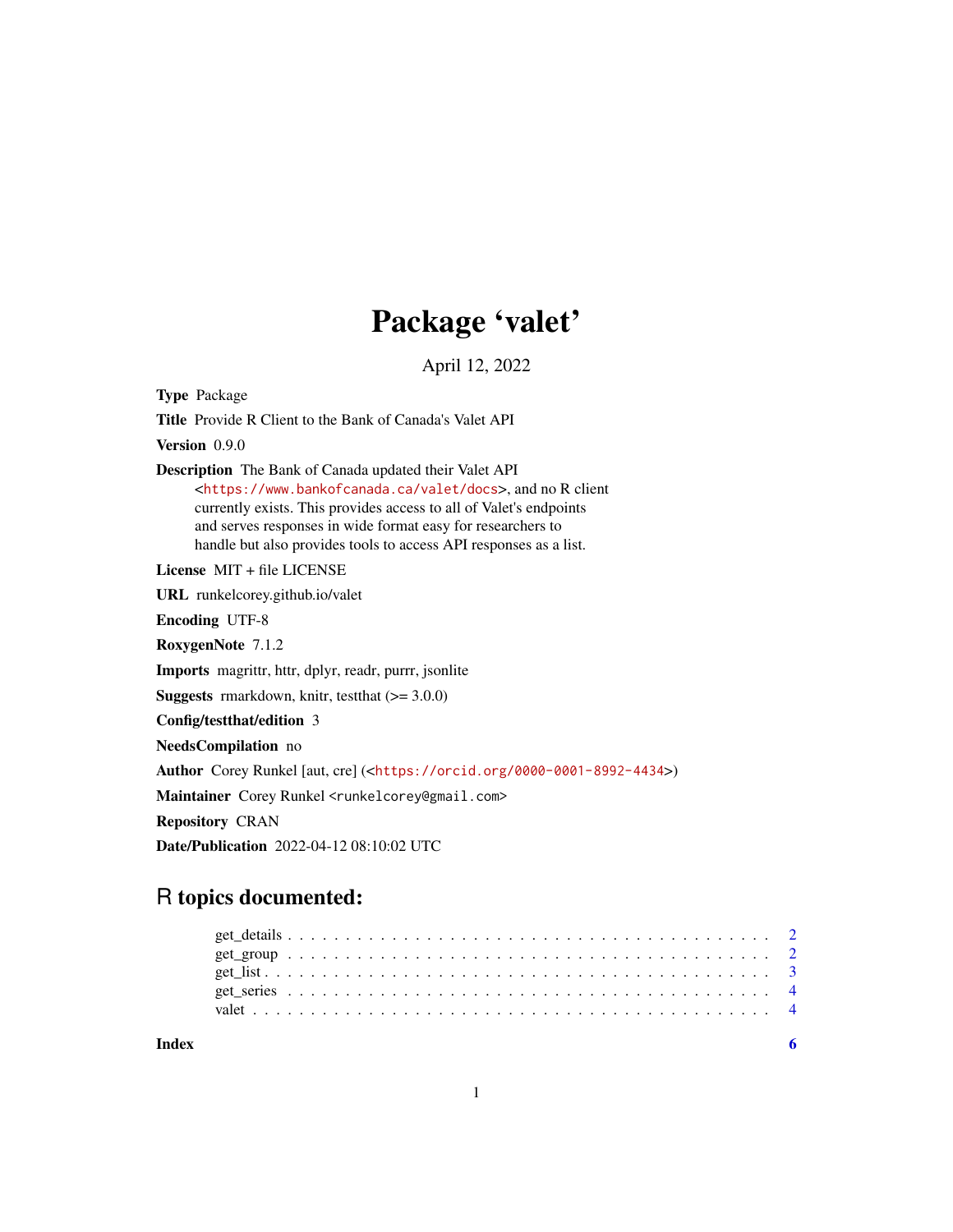# Package 'valet'

April 12, 2022

**Type** Package

**Title** Provide R Client to the Bank of Canada's Valet API

**Version** 0.9.0

**Description** The Bank of Canada updated their Valet API <https://www.bankofcanada.ca/valet/docs>, and no R client currently exists. This provides access to all of Valet's endpoints and serves responses in wide format easy for researchers to handle but also provides tools to access API responses as a list.

**License** MIT + file LICENSE

**URL** runkelcorey.github.io/valet

**Encoding** UTF-8

**RoxygenNote** 7.1.2

**Imports** magrittr, httr, dplyr, readr, purrr, jsonlite

**Suggests** rmarkdown, knitr, testthat (>= 3.0.0)

**Config/testthat/edition** 3

**NeedsCompilation** no

**Author** Corey Runkel [aut, cre] (<https://orcid.org/0000-0001-8992-4434>)

**Maintainer** Corey Runkel <runkelcorey@gmail.com>

**Repository** CRAN

**Date/Publication** 2022-04-12 08:10:02 UTC

## R topics documented:

- get_details . . . . . . . . . . . . . . . . . . . . . . . . . . . . . . . . . . . . . . . . . 2
- get_group . . . . . . . . . . . . . . . . . . . . . . . . . . . . . . . . . . . . . . . . . 2
- get_list . . . . . . . . . . . . . . . . . . . . . . . . . . . . . . . . . . . . . . . . . . 3
- get_series . . . . . . . . . . . . . . . . . . . . . . . . . . . . . . . . . . . . . . . . . 4
- valet . . . . . . . . . . . . . . . . . . . . . . . . . . . . . . . . . . . . . . . . . . . 4

**Index** 6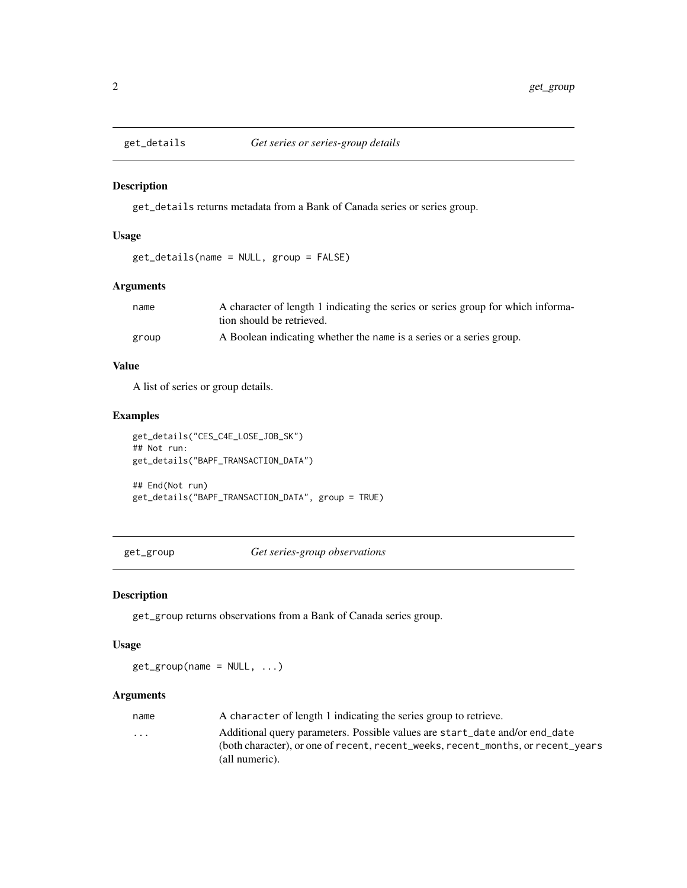## get_details — *Get series or series-group details*

### Description

get_details returns metadata from a Bank of Canada series or series group.

### Usage

```
get_details(name = NULL, group = FALSE)
```

### Arguments

| | |
|---|---|
| name | A character of length 1 indicating the series or series group for which information should be retrieved. |
| group | A Boolean indicating whether the name is a series or a series group. |

### Value

A list of series or group details.

### Examples

```
get_details("CES_C4E_LOSE_JOB_SK")
## Not run:
get_details("BAPF_TRANSACTION_DATA")

## End(Not run)
get_details("BAPF_TRANSACTION_DATA", group = TRUE)
```

## get_group — *Get series-group observations*

### Description

get_group returns observations from a Bank of Canada series group.

### Usage

```
get_group(name = NULL, ...)
```

### Arguments

| | |
|---|---|
| name | A character of length 1 indicating the series group to retrieve. |
| ... | Additional query parameters. Possible values are start_date and/or end_date (both character), or one of recent, recent_weeks, recent_months, or recent_years (all numeric). |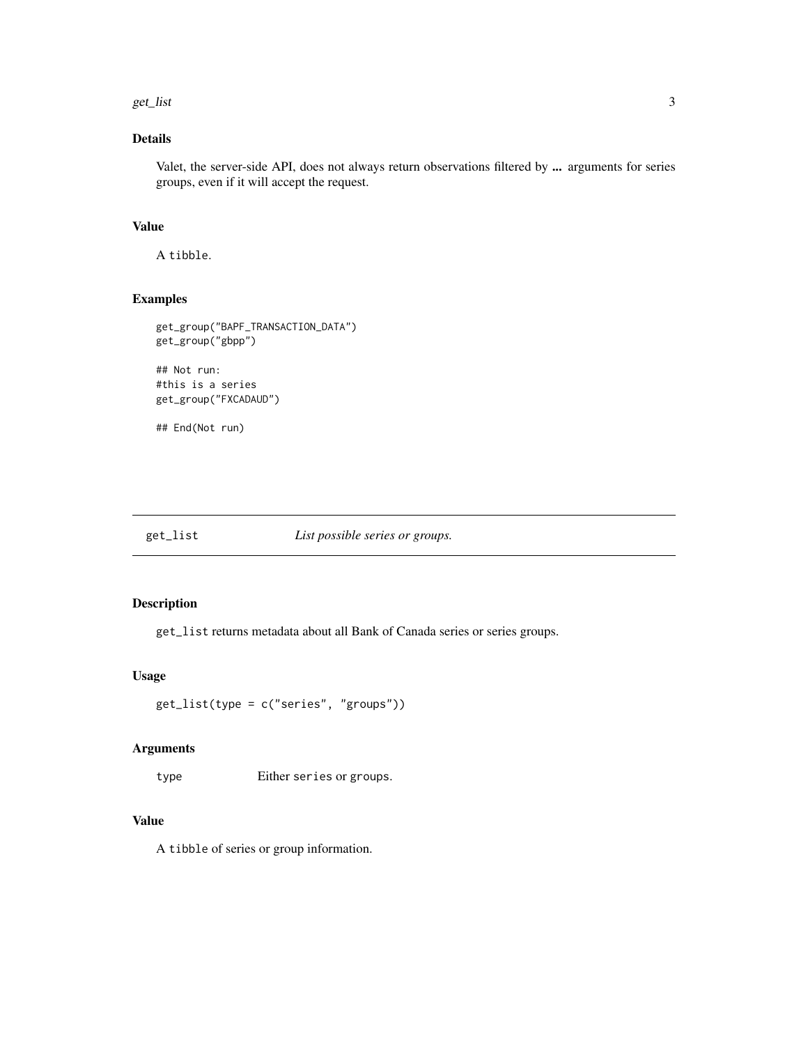### Details

Valet, the server-side API, does not always return observations filtered by **...** arguments for series groups, even if it will accept the request.

### Value

A tibble.

### Examples

```
get_group("BAPF_TRANSACTION_DATA")
get_group("gbpp")

## Not run:
#this is a series
get_group("FXCADAUD")

## End(Not run)
```

---

## get_list *List possible series or groups.*

---

### Description

get_list returns metadata about all Bank of Canada series or series groups.

### Usage

```
get_list(type = c("series", "groups"))
```

### Arguments

| | |
|---|---|
| type | Either series or groups. |

### Value

A tibble of series or group information.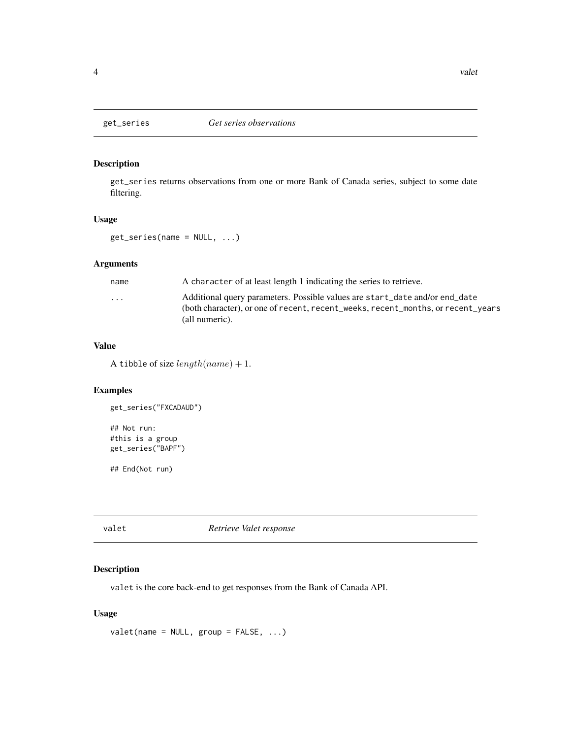## get_series — *Get series observations*

### Description

`get_series` returns observations from one or more Bank of Canada series, subject to some date filtering.

### Usage

```
get_series(name = NULL, ...)
```

### Arguments

| | |
|---|---|
| name | A `character` of at least length 1 indicating the series to retrieve. |
| ... | Additional query parameters. Possible values are `start_date` and/or `end_date` (both character), or one of `recent`, `recent_weeks`, `recent_months`, or `recent_years` (all numeric). |

### Value

A `tibble` of size $length(name) + 1$.

### Examples

```
get_series("FXCADAUD")

## Not run:
#this is a group
get_series("BAPF")

## End(Not run)
```

## valet — *Retrieve Valet response*

### Description

`valet` is the core back-end to get responses from the Bank of Canada API.

### Usage

```
valet(name = NULL, group = FALSE, ...)
```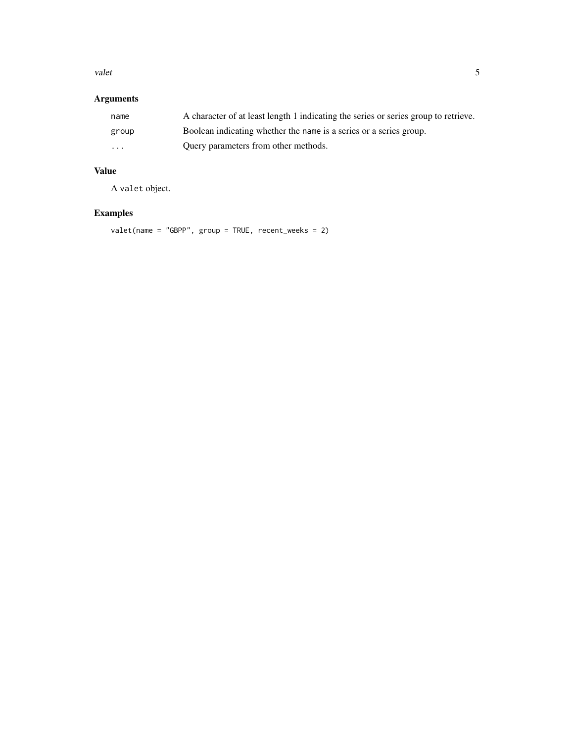## Arguments

| | |
|---|---|
| `name` | A character of at least length 1 indicating the series or series group to retrieve. |
| `group` | Boolean indicating whether the `name` is a series or a series group. |
| `...` | Query parameters from other methods. |

## Value

A `valet` object.

## Examples

```
valet(name = "GBPP", group = TRUE, recent_weeks = 2)
```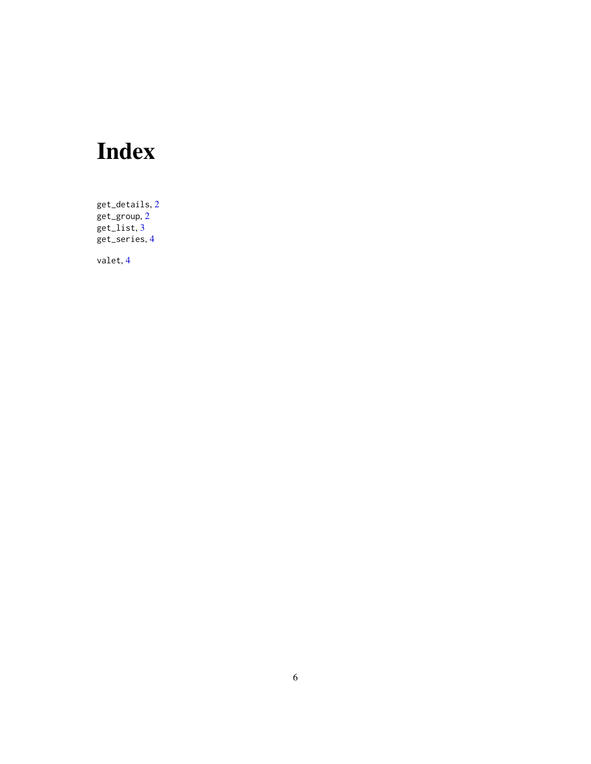# Index

get_details, 2
get_group, 2
get_list, 3
get_series, 4

valet, 4